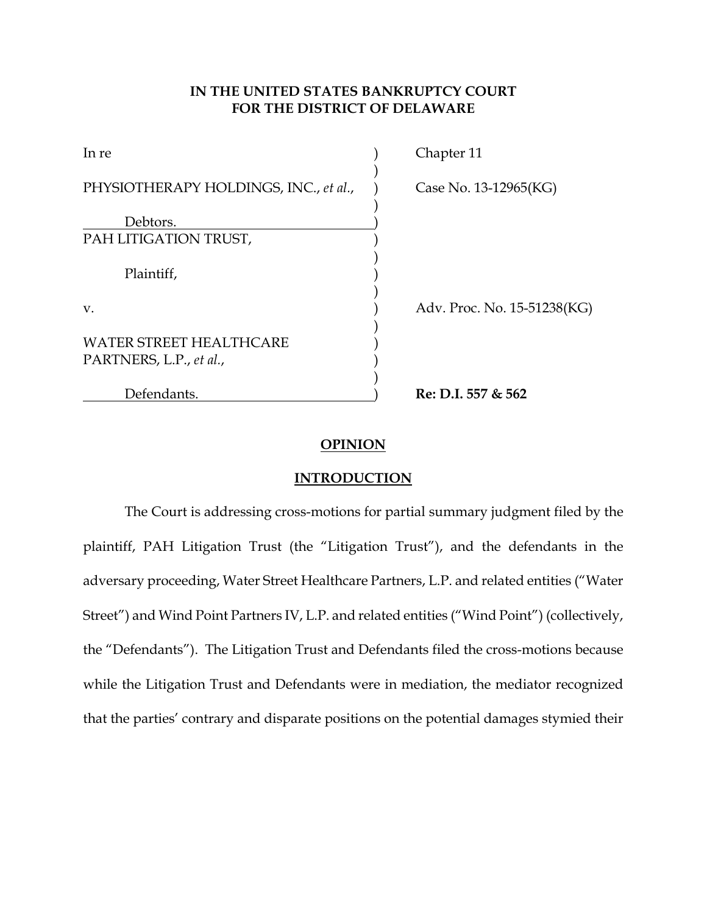**IN THE UNITED STATES BANKRUPTCY COURT**
**FOR THE DISTRICT OF DELAWARE**

| | | |
|---|---|---|
| In re | ) | Chapter 11 |
| PHYSIOTHERAPY HOLDINGS, INC., *et al.*, | ) | Case No. 13-12965(KG) |
| Debtors. | ) | |
| PAH LITIGATION TRUST, | ) | |
| Plaintiff, | ) | |
| v. | ) | Adv. Proc. No. 15-51238(KG) |
| WATER STREET HEALTHCARE PARTNERS, L.P., *et al.*, | ) | |
| Defendants. | ) | **Re: D.I. 557 & 562** |

**OPINION**

**INTRODUCTION**

The Court is addressing cross-motions for partial summary judgment filed by the plaintiff, PAH Litigation Trust (the "Litigation Trust"), and the defendants in the adversary proceeding, Water Street Healthcare Partners, L.P. and related entities ("Water Street") and Wind Point Partners IV, L.P. and related entities ("Wind Point") (collectively, the "Defendants"). The Litigation Trust and Defendants filed the cross-motions because while the Litigation Trust and Defendants were in mediation, the mediator recognized that the parties' contrary and disparate positions on the potential damages stymied their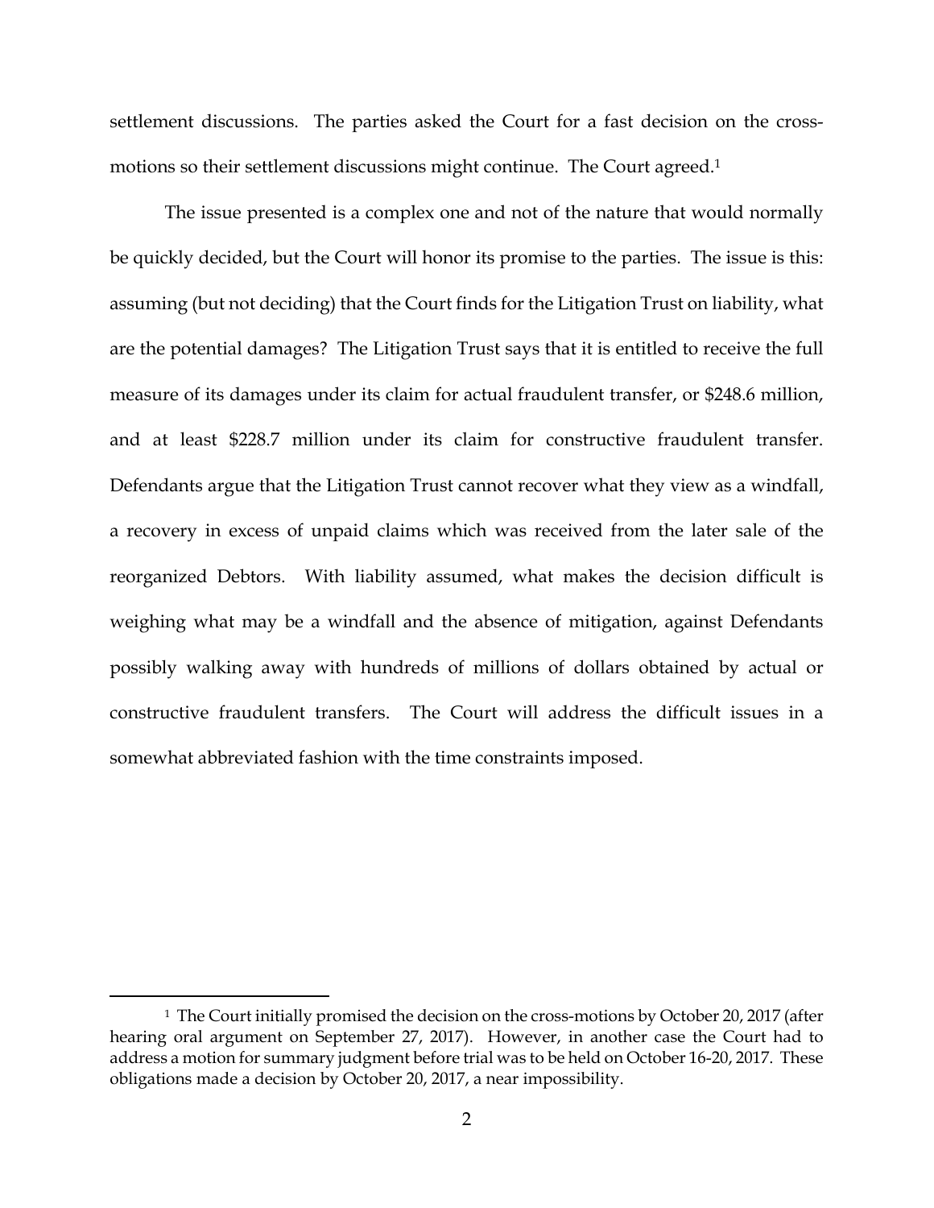settlement discussions. The parties asked the Court for a fast decision on the cross-motions so their settlement discussions might continue. The Court agreed.[1]

The issue presented is a complex one and not of the nature that would normally be quickly decided, but the Court will honor its promise to the parties. The issue is this: assuming (but not deciding) that the Court finds for the Litigation Trust on liability, what are the potential damages? The Litigation Trust says that it is entitled to receive the full measure of its damages under its claim for actual fraudulent transfer, or $248.6 million, and at least $228.7 million under its claim for constructive fraudulent transfer. Defendants argue that the Litigation Trust cannot recover what they view as a windfall, a recovery in excess of unpaid claims which was received from the later sale of the reorganized Debtors. With liability assumed, what makes the decision difficult is weighing what may be a windfall and the absence of mitigation, against Defendants possibly walking away with hundreds of millions of dollars obtained by actual or constructive fraudulent transfers. The Court will address the difficult issues in a somewhat abbreviated fashion with the time constraints imposed.

---

[1] The Court initially promised the decision on the cross-motions by October 20, 2017 (after hearing oral argument on September 27, 2017). However, in another case the Court had to address a motion for summary judgment before trial was to be held on October 16-20, 2017. These obligations made a decision by October 20, 2017, a near impossibility.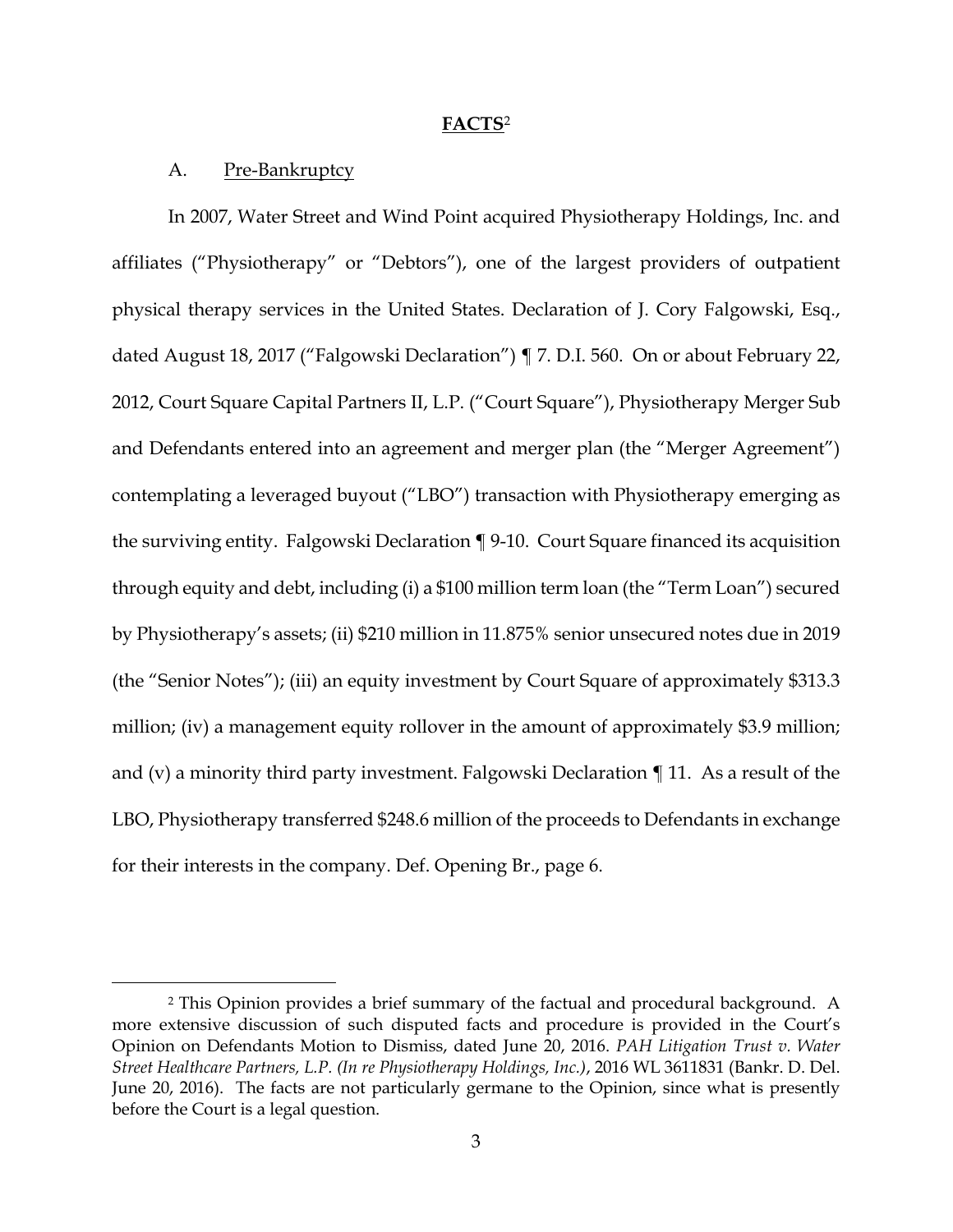## FACTS[2]

### A. Pre-Bankruptcy

In 2007, Water Street and Wind Point acquired Physiotherapy Holdings, Inc. and affiliates ("Physiotherapy" or "Debtors"), one of the largest providers of outpatient physical therapy services in the United States. Declaration of J. Cory Falgowski, Esq., dated August 18, 2017 ("Falgowski Declaration") ¶ 7. D.I. 560. On or about February 22, 2012, Court Square Capital Partners II, L.P. ("Court Square"), Physiotherapy Merger Sub and Defendants entered into an agreement and merger plan (the "Merger Agreement") contemplating a leveraged buyout ("LBO") transaction with Physiotherapy emerging as the surviving entity. Falgowski Declaration ¶ 9-10. Court Square financed its acquisition through equity and debt, including (i) a $100 million term loan (the "Term Loan") secured by Physiotherapy's assets; (ii) $210 million in 11.875% senior unsecured notes due in 2019 (the "Senior Notes"); (iii) an equity investment by Court Square of approximately $313.3 million; (iv) a management equity rollover in the amount of approximately $3.9 million; and (v) a minority third party investment. Falgowski Declaration ¶ 11. As a result of the LBO, Physiotherapy transferred $248.6 million of the proceeds to Defendants in exchange for their interests in the company. Def. Opening Br., page 6.

---

[2] This Opinion provides a brief summary of the factual and procedural background. A more extensive discussion of such disputed facts and procedure is provided in the Court's Opinion on Defendants Motion to Dismiss, dated June 20, 2016. *PAH Litigation Trust v. Water Street Healthcare Partners, L.P. (In re Physiotherapy Holdings, Inc.)*, 2016 WL 3611831 (Bankr. D. Del. June 20, 2016). The facts are not particularly germane to the Opinion, since what is presently before the Court is a legal question.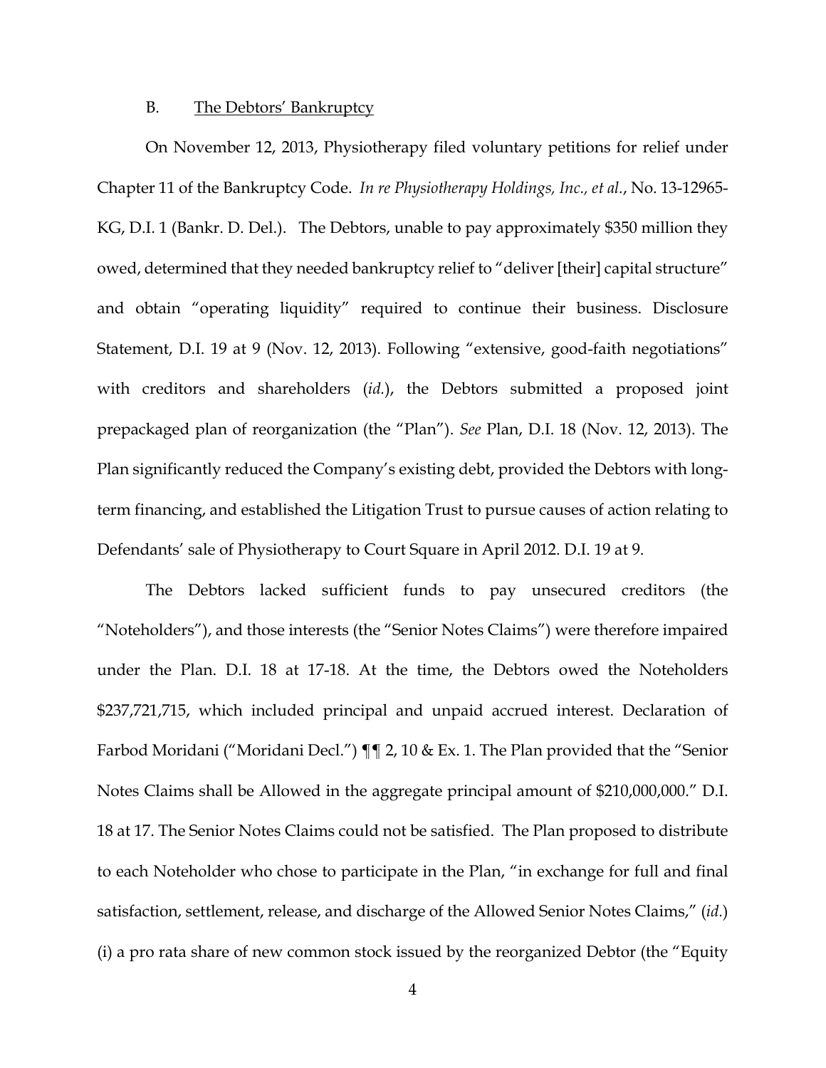## B. The Debtors' Bankruptcy

On November 12, 2013, Physiotherapy filed voluntary petitions for relief under Chapter 11 of the Bankruptcy Code. *In re Physiotherapy Holdings, Inc., et al.*, No. 13-12965-KG, D.I. 1 (Bankr. D. Del.). The Debtors, unable to pay approximately $350 million they owed, determined that they needed bankruptcy relief to "deliver [their] capital structure" and obtain "operating liquidity" required to continue their business. Disclosure Statement, D.I. 19 at 9 (Nov. 12, 2013). Following "extensive, good-faith negotiations" with creditors and shareholders (*id.*), the Debtors submitted a proposed joint prepackaged plan of reorganization (the "Plan"). *See* Plan, D.I. 18 (Nov. 12, 2013). The Plan significantly reduced the Company's existing debt, provided the Debtors with long-term financing, and established the Litigation Trust to pursue causes of action relating to Defendants' sale of Physiotherapy to Court Square in April 2012. D.I. 19 at 9.

The Debtors lacked sufficient funds to pay unsecured creditors (the "Noteholders"), and those interests (the "Senior Notes Claims") were therefore impaired under the Plan. D.I. 18 at 17-18. At the time, the Debtors owed the Noteholders $237,721,715, which included principal and unpaid accrued interest. Declaration of Farbod Moridani ("Moridani Decl.") ¶¶ 2, 10 & Ex. 1. The Plan provided that the "Senior Notes Claims shall be Allowed in the aggregate principal amount of $210,000,000." D.I. 18 at 17. The Senior Notes Claims could not be satisfied. The Plan proposed to distribute to each Noteholder who chose to participate in the Plan, "in exchange for full and final satisfaction, settlement, release, and discharge of the Allowed Senior Notes Claims," (*id.*) (i) a pro rata share of new common stock issued by the reorganized Debtor (the "Equity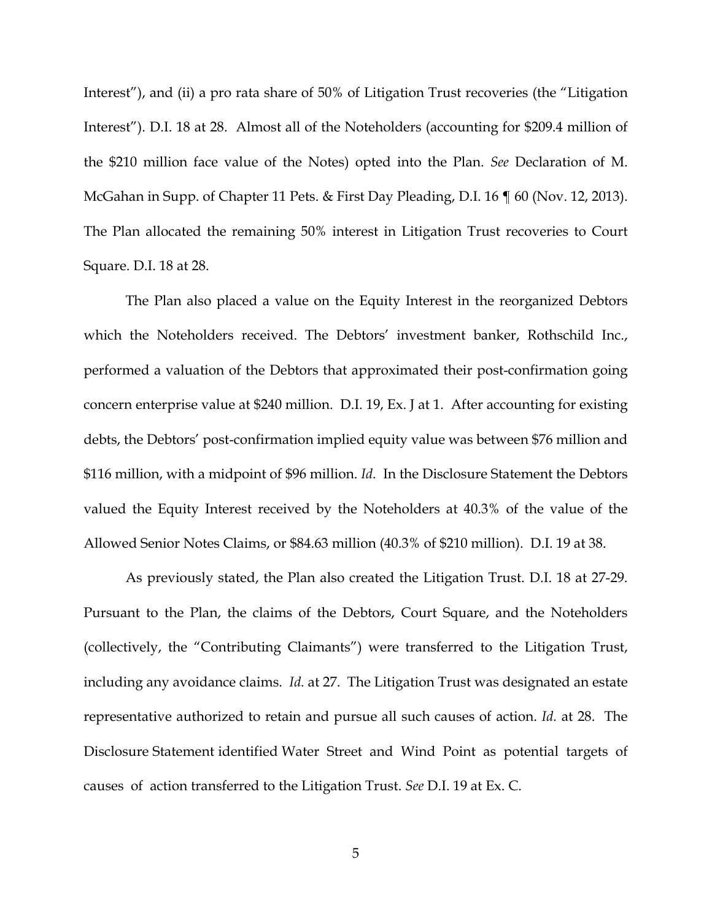Interest"), and (ii) a pro rata share of 50% of Litigation Trust recoveries (the "Litigation Interest"). D.I. 18 at 28. Almost all of the Noteholders (accounting for $209.4 million of the $210 million face value of the Notes) opted into the Plan. *See* Declaration of M. McGahan in Supp. of Chapter 11 Pets. & First Day Pleading, D.I. 16 ¶ 60 (Nov. 12, 2013). The Plan allocated the remaining 50% interest in Litigation Trust recoveries to Court Square. D.I. 18 at 28.

The Plan also placed a value on the Equity Interest in the reorganized Debtors which the Noteholders received. The Debtors' investment banker, Rothschild Inc., performed a valuation of the Debtors that approximated their post-confirmation going concern enterprise value at $240 million. D.I. 19, Ex. J at 1. After accounting for existing debts, the Debtors' post-confirmation implied equity value was between $76 million and $116 million, with a midpoint of $96 million. *Id.* In the Disclosure Statement the Debtors valued the Equity Interest received by the Noteholders at 40.3% of the value of the Allowed Senior Notes Claims, or $84.63 million (40.3% of $210 million). D.I. 19 at 38.

As previously stated, the Plan also created the Litigation Trust. D.I. 18 at 27-29. Pursuant to the Plan, the claims of the Debtors, Court Square, and the Noteholders (collectively, the "Contributing Claimants") were transferred to the Litigation Trust, including any avoidance claims. *Id.* at 27. The Litigation Trust was designated an estate representative authorized to retain and pursue all such causes of action. *Id.* at 28. The Disclosure Statement identified Water Street and Wind Point as potential targets of causes of action transferred to the Litigation Trust. *See* D.I. 19 at Ex. C.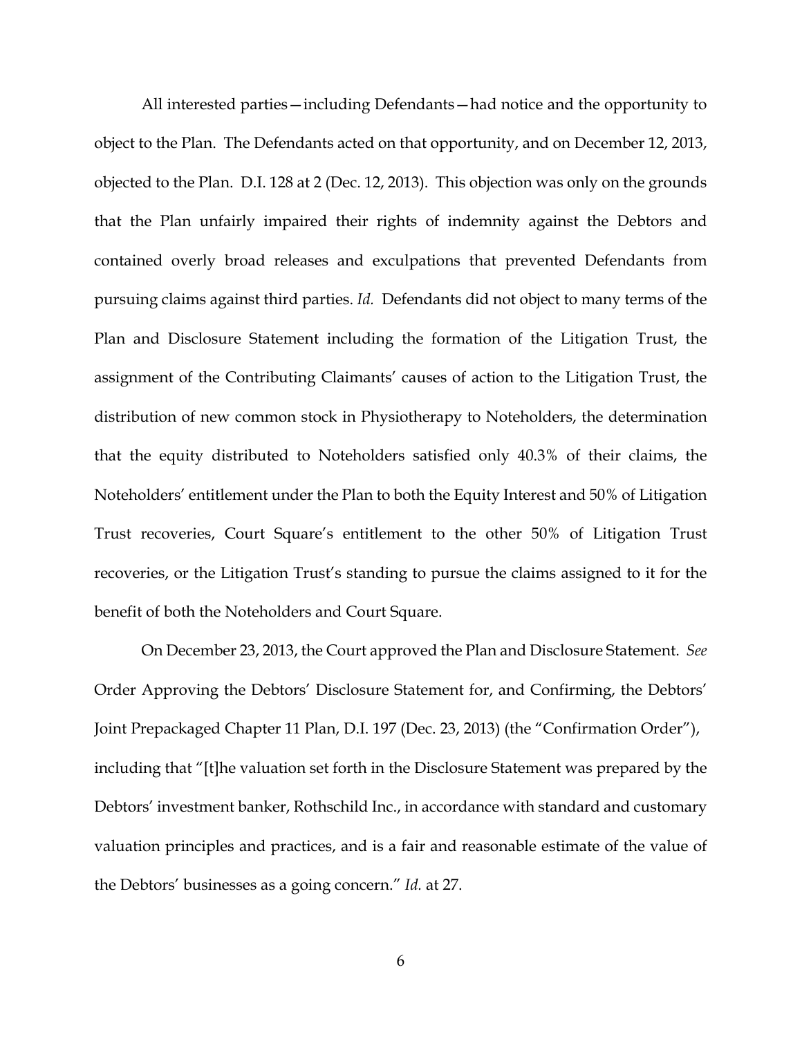All interested parties—including Defendants—had notice and the opportunity to object to the Plan. The Defendants acted on that opportunity, and on December 12, 2013, objected to the Plan. D.I. 128 at 2 (Dec. 12, 2013). This objection was only on the grounds that the Plan unfairly impaired their rights of indemnity against the Debtors and contained overly broad releases and exculpations that prevented Defendants from pursuing claims against third parties. *Id.* Defendants did not object to many terms of the Plan and Disclosure Statement including the formation of the Litigation Trust, the assignment of the Contributing Claimants' causes of action to the Litigation Trust, the distribution of new common stock in Physiotherapy to Noteholders, the determination that the equity distributed to Noteholders satisfied only 40.3% of their claims, the Noteholders' entitlement under the Plan to both the Equity Interest and 50% of Litigation Trust recoveries, Court Square's entitlement to the other 50% of Litigation Trust recoveries, or the Litigation Trust's standing to pursue the claims assigned to it for the benefit of both the Noteholders and Court Square.

On December 23, 2013, the Court approved the Plan and Disclosure Statement. *See* Order Approving the Debtors' Disclosure Statement for, and Confirming, the Debtors' Joint Prepackaged Chapter 11 Plan, D.I. 197 (Dec. 23, 2013) (the "Confirmation Order"), including that "[t]he valuation set forth in the Disclosure Statement was prepared by the Debtors' investment banker, Rothschild Inc., in accordance with standard and customary valuation principles and practices, and is a fair and reasonable estimate of the value of the Debtors' businesses as a going concern." *Id.* at 27.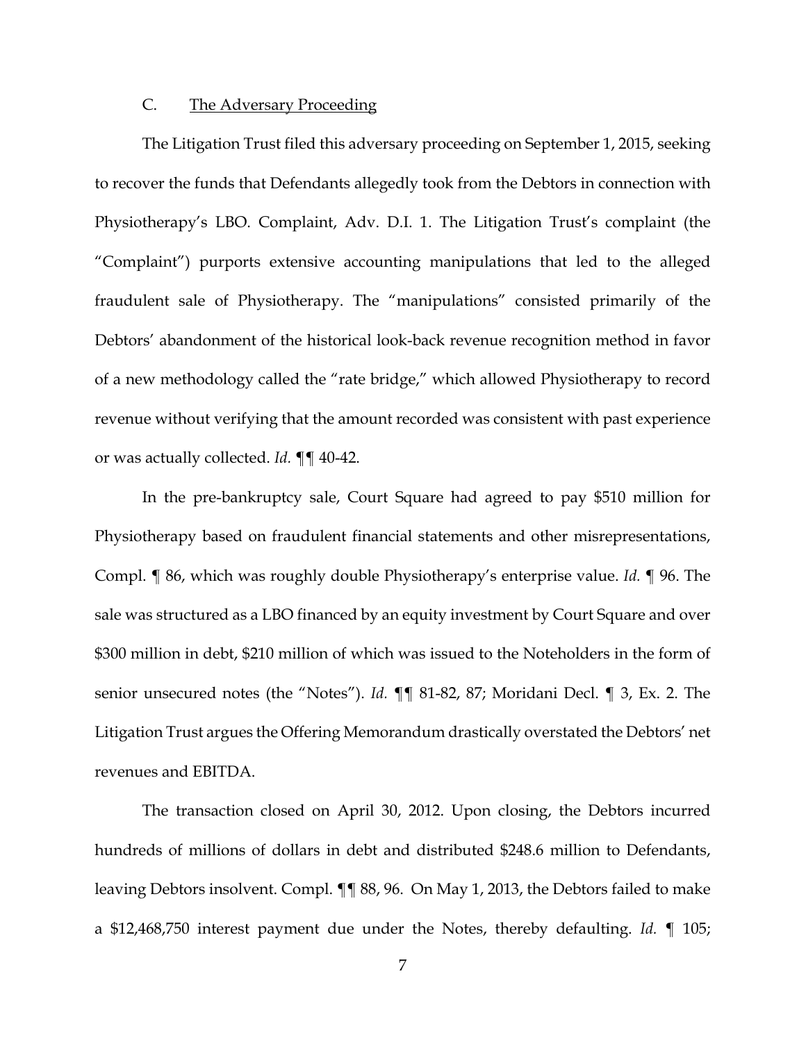### C. The Adversary Proceeding

The Litigation Trust filed this adversary proceeding on September 1, 2015, seeking to recover the funds that Defendants allegedly took from the Debtors in connection with Physiotherapy's LBO. Complaint, Adv. D.I. 1. The Litigation Trust's complaint (the "Complaint") purports extensive accounting manipulations that led to the alleged fraudulent sale of Physiotherapy. The "manipulations" consisted primarily of the Debtors' abandonment of the historical look-back revenue recognition method in favor of a new methodology called the "rate bridge," which allowed Physiotherapy to record revenue without verifying that the amount recorded was consistent with past experience or was actually collected. *Id.* ¶¶ 40-42.

In the pre-bankruptcy sale, Court Square had agreed to pay $510 million for Physiotherapy based on fraudulent financial statements and other misrepresentations, Compl. ¶ 86, which was roughly double Physiotherapy's enterprise value. *Id.* ¶ 96. The sale was structured as a LBO financed by an equity investment by Court Square and over $300 million in debt, $210 million of which was issued to the Noteholders in the form of senior unsecured notes (the "Notes"). *Id.* ¶¶ 81-82, 87; Moridani Decl. ¶ 3, Ex. 2. The Litigation Trust argues the Offering Memorandum drastically overstated the Debtors' net revenues and EBITDA.

The transaction closed on April 30, 2012. Upon closing, the Debtors incurred hundreds of millions of dollars in debt and distributed $248.6 million to Defendants, leaving Debtors insolvent. Compl. ¶¶ 88, 96. On May 1, 2013, the Debtors failed to make a $12,468,750 interest payment due under the Notes, thereby defaulting. *Id.* ¶ 105;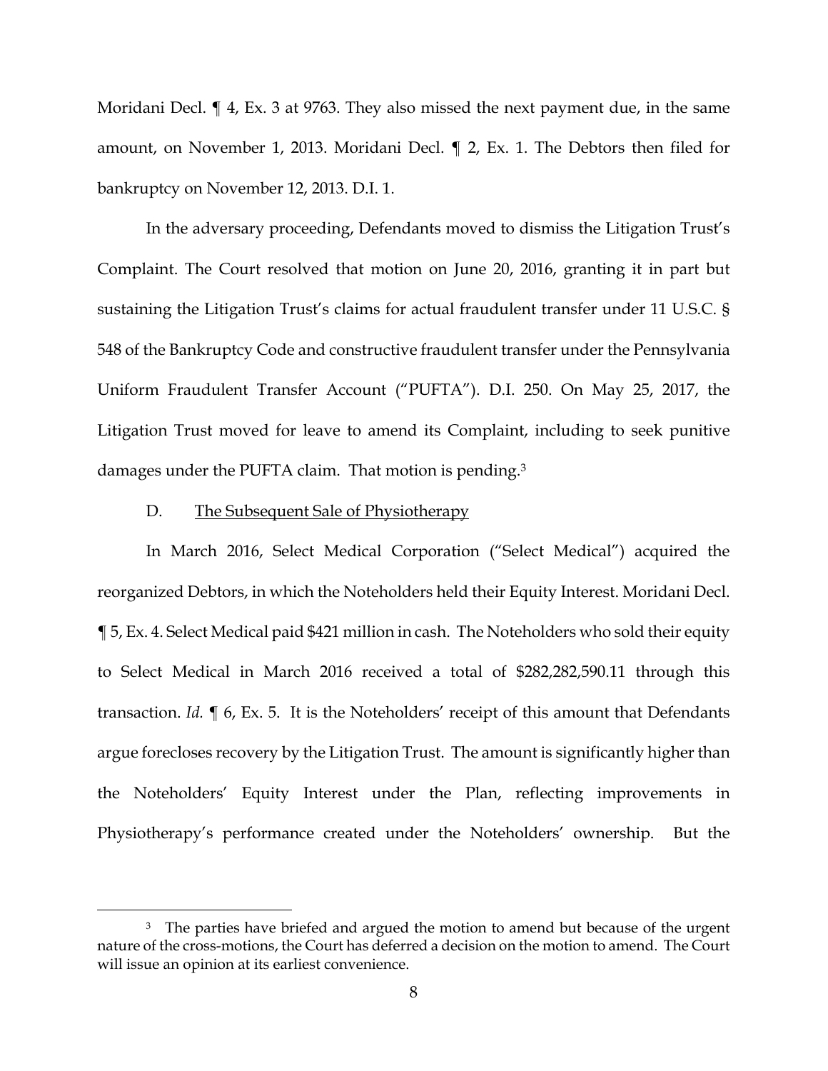Moridani Decl. ¶ 4, Ex. 3 at 9763. They also missed the next payment due, in the same amount, on November 1, 2013. Moridani Decl. ¶ 2, Ex. 1. The Debtors then filed for bankruptcy on November 12, 2013. D.I. 1.

In the adversary proceeding, Defendants moved to dismiss the Litigation Trust's Complaint. The Court resolved that motion on June 20, 2016, granting it in part but sustaining the Litigation Trust's claims for actual fraudulent transfer under 11 U.S.C. § 548 of the Bankruptcy Code and constructive fraudulent transfer under the Pennsylvania Uniform Fraudulent Transfer Account ("PUFTA"). D.I. 250. On May 25, 2017, the Litigation Trust moved for leave to amend its Complaint, including to seek punitive damages under the PUFTA claim. That motion is pending.[3]

D. <u>The Subsequent Sale of Physiotherapy</u>

In March 2016, Select Medical Corporation ("Select Medical") acquired the reorganized Debtors, in which the Noteholders held their Equity Interest. Moridani Decl. ¶ 5, Ex. 4. Select Medical paid $421 million in cash. The Noteholders who sold their equity to Select Medical in March 2016 received a total of $282,282,590.11 through this transaction. *Id.* ¶ 6, Ex. 5. It is the Noteholders' receipt of this amount that Defendants argue forecloses recovery by the Litigation Trust. The amount is significantly higher than the Noteholders' Equity Interest under the Plan, reflecting improvements in Physiotherapy's performance created under the Noteholders' ownership. But the

[3] The parties have briefed and argued the motion to amend but because of the urgent nature of the cross-motions, the Court has deferred a decision on the motion to amend. The Court will issue an opinion at its earliest convenience.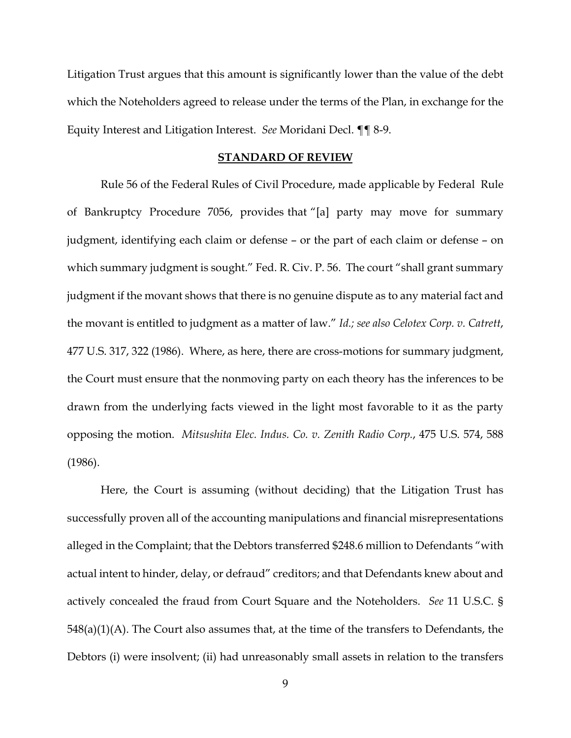Litigation Trust argues that this amount is significantly lower than the value of the debt which the Noteholders agreed to release under the terms of the Plan, in exchange for the Equity Interest and Litigation Interest. *See* Moridani Decl. ¶¶ 8-9.

## STANDARD OF REVIEW

Rule 56 of the Federal Rules of Civil Procedure, made applicable by Federal Rule of Bankruptcy Procedure 7056, provides that "[a] party may move for summary judgment, identifying each claim or defense – or the part of each claim or defense – on which summary judgment is sought." Fed. R. Civ. P. 56. The court "shall grant summary judgment if the movant shows that there is no genuine dispute as to any material fact and the movant is entitled to judgment as a matter of law." *Id.; see also Celotex Corp. v. Catrett*, 477 U.S. 317, 322 (1986). Where, as here, there are cross-motions for summary judgment, the Court must ensure that the nonmoving party on each theory has the inferences to be drawn from the underlying facts viewed in the light most favorable to it as the party opposing the motion. *Mitsushita Elec. Indus. Co. v. Zenith Radio Corp.*, 475 U.S. 574, 588 (1986).

Here, the Court is assuming (without deciding) that the Litigation Trust has successfully proven all of the accounting manipulations and financial misrepresentations alleged in the Complaint; that the Debtors transferred $248.6 million to Defendants "with actual intent to hinder, delay, or defraud" creditors; and that Defendants knew about and actively concealed the fraud from Court Square and the Noteholders. *See* 11 U.S.C. § 548(a)(1)(A). The Court also assumes that, at the time of the transfers to Defendants, the Debtors (i) were insolvent; (ii) had unreasonably small assets in relation to the transfers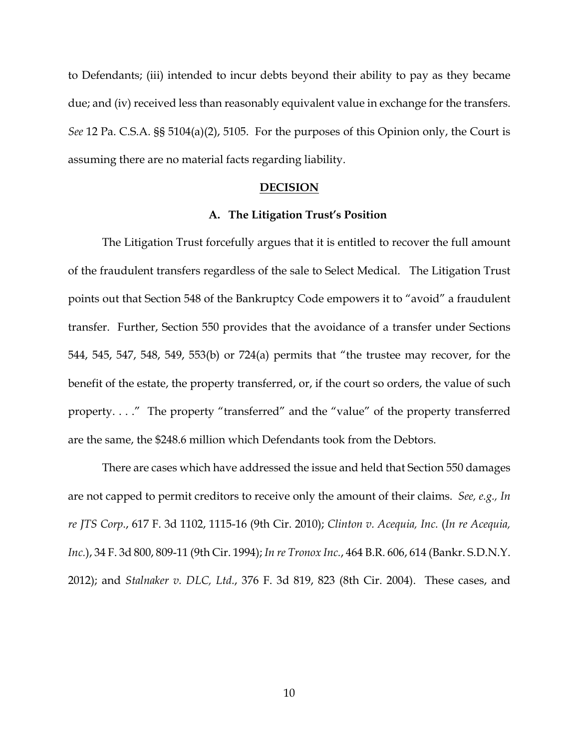to Defendants; (iii) intended to incur debts beyond their ability to pay as they became due; and (iv) received less than reasonably equivalent value in exchange for the transfers. *See* 12 Pa. C.S.A. §§ 5104(a)(2), 5105. For the purposes of this Opinion only, the Court is assuming there are no material facts regarding liability.

## DECISION

### A. The Litigation Trust's Position

The Litigation Trust forcefully argues that it is entitled to recover the full amount of the fraudulent transfers regardless of the sale to Select Medical. The Litigation Trust points out that Section 548 of the Bankruptcy Code empowers it to "avoid" a fraudulent transfer. Further, Section 550 provides that the avoidance of a transfer under Sections 544, 545, 547, 548, 549, 553(b) or 724(a) permits that "the trustee may recover, for the benefit of the estate, the property transferred, or, if the court so orders, the value of such property. . . ." The property "transferred" and the "value" of the property transferred are the same, the $248.6 million which Defendants took from the Debtors.

There are cases which have addressed the issue and held that Section 550 damages are not capped to permit creditors to receive only the amount of their claims. *See, e.g., In re JTS Corp.*, 617 F. 3d 1102, 1115-16 (9th Cir. 2010); *Clinton v. Acequia, Inc.* (*In re Acequia, Inc.*), 34 F. 3d 800, 809-11 (9th Cir. 1994); *In re Tronox Inc.*, 464 B.R. 606, 614 (Bankr. S.D.N.Y. 2012); and *Stalnaker v. DLC, Ltd.*, 376 F. 3d 819, 823 (8th Cir. 2004). These cases, and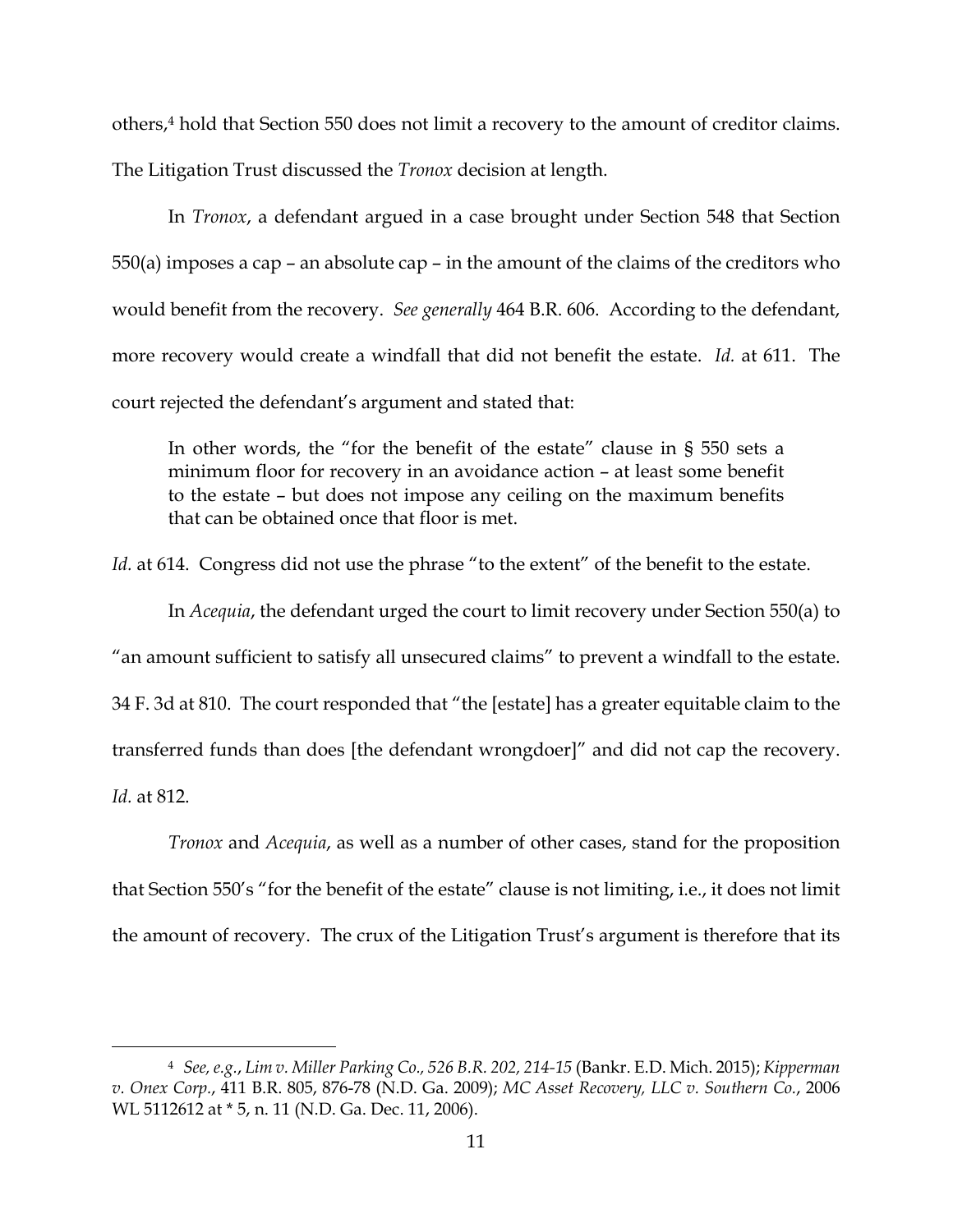others,[4] hold that Section 550 does not limit a recovery to the amount of creditor claims. The Litigation Trust discussed the *Tronox* decision at length.

In *Tronox*, a defendant argued in a case brought under Section 548 that Section 550(a) imposes a cap – an absolute cap – in the amount of the claims of the creditors who would benefit from the recovery. *See generally* 464 B.R. 606. According to the defendant, more recovery would create a windfall that did not benefit the estate. *Id.* at 611. The court rejected the defendant's argument and stated that:

> In other words, the "for the benefit of the estate" clause in § 550 sets a minimum floor for recovery in an avoidance action – at least some benefit to the estate – but does not impose any ceiling on the maximum benefits that can be obtained once that floor is met.

*Id.* at 614. Congress did not use the phrase "to the extent" of the benefit to the estate.

In *Acequia*, the defendant urged the court to limit recovery under Section 550(a) to "an amount sufficient to satisfy all unsecured claims" to prevent a windfall to the estate. 34 F. 3d at 810. The court responded that "the [estate] has a greater equitable claim to the transferred funds than does [the defendant wrongdoer]" and did not cap the recovery. *Id.* at 812.

*Tronox* and *Acequia*, as well as a number of other cases, stand for the proposition that Section 550's "for the benefit of the estate" clause is not limiting, i.e., it does not limit the amount of recovery. The crux of the Litigation Trust's argument is therefore that its

---

[4] *See, e.g.*, *Lim v. Miller Parking Co., 526 B.R. 202, 214-15* (Bankr. E.D. Mich. 2015); *Kipperman v. Onex Corp.*, 411 B.R. 805, 876-78 (N.D. Ga. 2009); *MC Asset Recovery, LLC v. Southern Co.*, 2006 WL 5112612 at * 5, n. 11 (N.D. Ga. Dec. 11, 2006).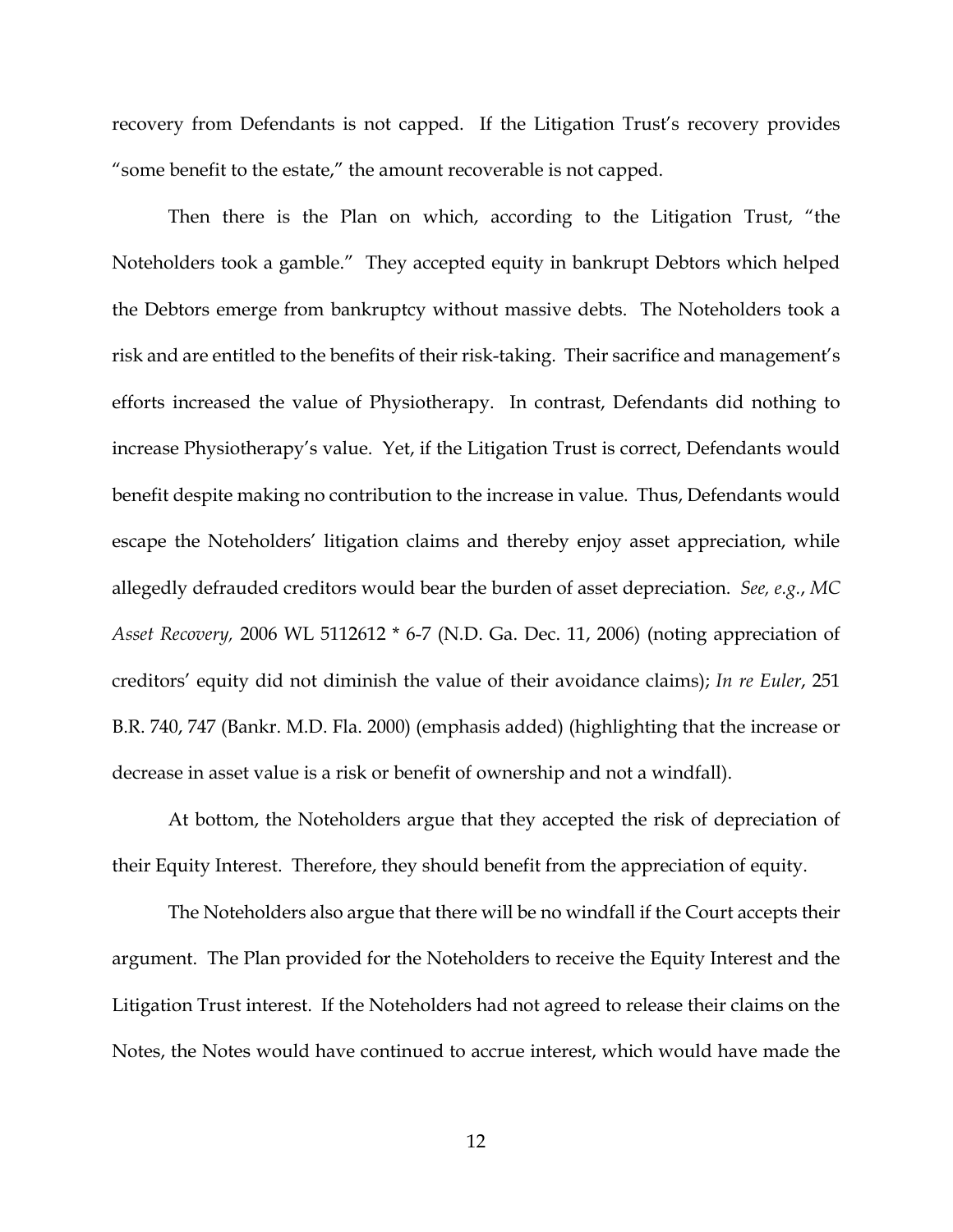recovery from Defendants is not capped. If the Litigation Trust's recovery provides "some benefit to the estate," the amount recoverable is not capped.

Then there is the Plan on which, according to the Litigation Trust, "the Noteholders took a gamble." They accepted equity in bankrupt Debtors which helped the Debtors emerge from bankruptcy without massive debts. The Noteholders took a risk and are entitled to the benefits of their risk-taking. Their sacrifice and management's efforts increased the value of Physiotherapy. In contrast, Defendants did nothing to increase Physiotherapy's value. Yet, if the Litigation Trust is correct, Defendants would benefit despite making no contribution to the increase in value. Thus, Defendants would escape the Noteholders' litigation claims and thereby enjoy asset appreciation, while allegedly defrauded creditors would bear the burden of asset depreciation. *See, e.g.*, *MC Asset Recovery,* 2006 WL 5112612 * 6-7 (N.D. Ga. Dec. 11, 2006) (noting appreciation of creditors' equity did not diminish the value of their avoidance claims); *In re Euler*, 251 B.R. 740, 747 (Bankr. M.D. Fla. 2000) (emphasis added) (highlighting that the increase or decrease in asset value is a risk or benefit of ownership and not a windfall).

At bottom, the Noteholders argue that they accepted the risk of depreciation of their Equity Interest. Therefore, they should benefit from the appreciation of equity.

The Noteholders also argue that there will be no windfall if the Court accepts their argument. The Plan provided for the Noteholders to receive the Equity Interest and the Litigation Trust interest. If the Noteholders had not agreed to release their claims on the Notes, the Notes would have continued to accrue interest, which would have made the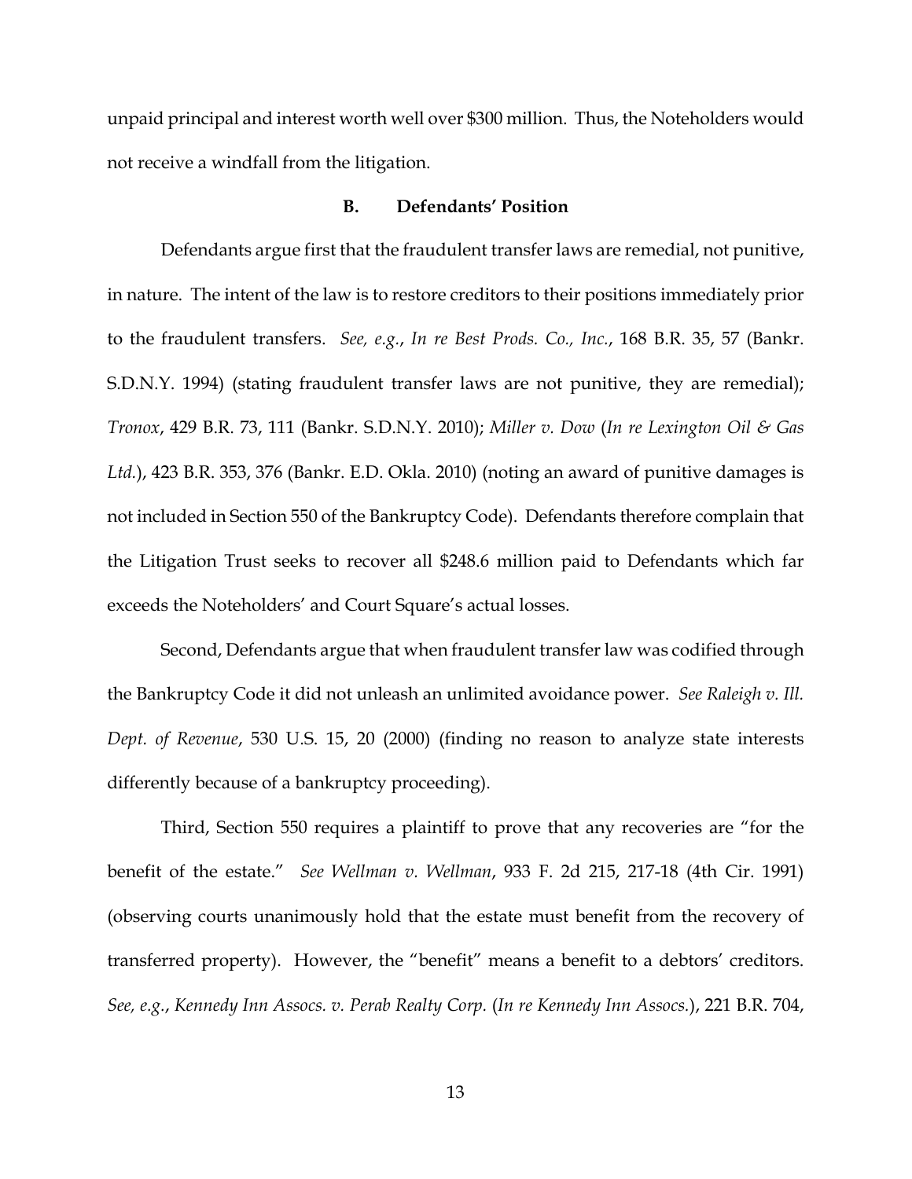unpaid principal and interest worth well over $300 million. Thus, the Noteholders would not receive a windfall from the litigation.

### B. Defendants' Position

Defendants argue first that the fraudulent transfer laws are remedial, not punitive, in nature. The intent of the law is to restore creditors to their positions immediately prior to the fraudulent transfers. *See, e.g.*, *In re Best Prods. Co., Inc.*, 168 B.R. 35, 57 (Bankr. S.D.N.Y. 1994) (stating fraudulent transfer laws are not punitive, they are remedial); *Tronox*, 429 B.R. 73, 111 (Bankr. S.D.N.Y. 2010); *Miller v. Dow* (*In re Lexington Oil & Gas Ltd.*), 423 B.R. 353, 376 (Bankr. E.D. Okla. 2010) (noting an award of punitive damages is not included in Section 550 of the Bankruptcy Code). Defendants therefore complain that the Litigation Trust seeks to recover all $248.6 million paid to Defendants which far exceeds the Noteholders' and Court Square's actual losses.

Second, Defendants argue that when fraudulent transfer law was codified through the Bankruptcy Code it did not unleash an unlimited avoidance power. *See Raleigh v. Ill. Dept. of Revenue*, 530 U.S. 15, 20 (2000) (finding no reason to analyze state interests differently because of a bankruptcy proceeding).

Third, Section 550 requires a plaintiff to prove that any recoveries are "for the benefit of the estate." *See Wellman v. Wellman*, 933 F. 2d 215, 217-18 (4th Cir. 1991) (observing courts unanimously hold that the estate must benefit from the recovery of transferred property). However, the "benefit" means a benefit to a debtors' creditors. *See, e.g.*, *Kennedy Inn Assocs. v. Perab Realty Corp.* (*In re Kennedy Inn Assocs.*), 221 B.R. 704,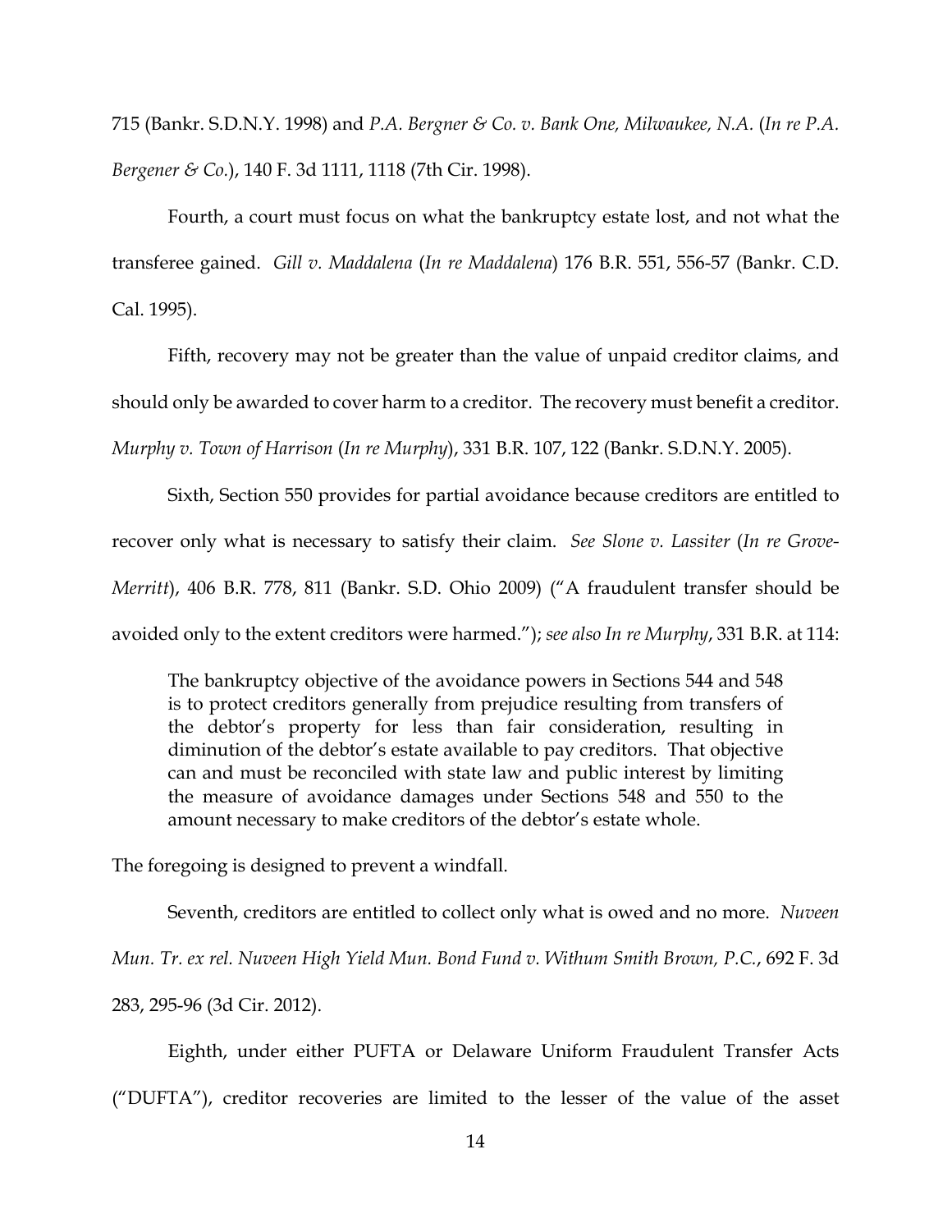715 (Bankr. S.D.N.Y. 1998) and *P.A. Bergner & Co. v. Bank One, Milwaukee, N.A.* (*In re P.A. Bergener & Co.*), 140 F. 3d 1111, 1118 (7th Cir. 1998).

Fourth, a court must focus on what the bankruptcy estate lost, and not what the transferee gained. *Gill v. Maddalena* (*In re Maddalena*) 176 B.R. 551, 556-57 (Bankr. C.D. Cal. 1995).

Fifth, recovery may not be greater than the value of unpaid creditor claims, and should only be awarded to cover harm to a creditor. The recovery must benefit a creditor. *Murphy v. Town of Harrison* (*In re Murphy*), 331 B.R. 107, 122 (Bankr. S.D.N.Y. 2005).

Sixth, Section 550 provides for partial avoidance because creditors are entitled to recover only what is necessary to satisfy their claim. *See Slone v. Lassiter* (*In re Grove-Merritt*), 406 B.R. 778, 811 (Bankr. S.D. Ohio 2009) ("A fraudulent transfer should be avoided only to the extent creditors were harmed."); *see also In re Murphy*, 331 B.R. at 114:

> The bankruptcy objective of the avoidance powers in Sections 544 and 548 is to protect creditors generally from prejudice resulting from transfers of the debtor's property for less than fair consideration, resulting in diminution of the debtor's estate available to pay creditors. That objective can and must be reconciled with state law and public interest by limiting the measure of avoidance damages under Sections 548 and 550 to the amount necessary to make creditors of the debtor's estate whole.

The foregoing is designed to prevent a windfall.

Seventh, creditors are entitled to collect only what is owed and no more. *Nuveen Mun. Tr. ex rel. Nuveen High Yield Mun. Bond Fund v. Withum Smith Brown, P.C.*, 692 F. 3d 283, 295-96 (3d Cir. 2012).

Eighth, under either PUFTA or Delaware Uniform Fraudulent Transfer Acts ("DUFTA"), creditor recoveries are limited to the lesser of the value of the asset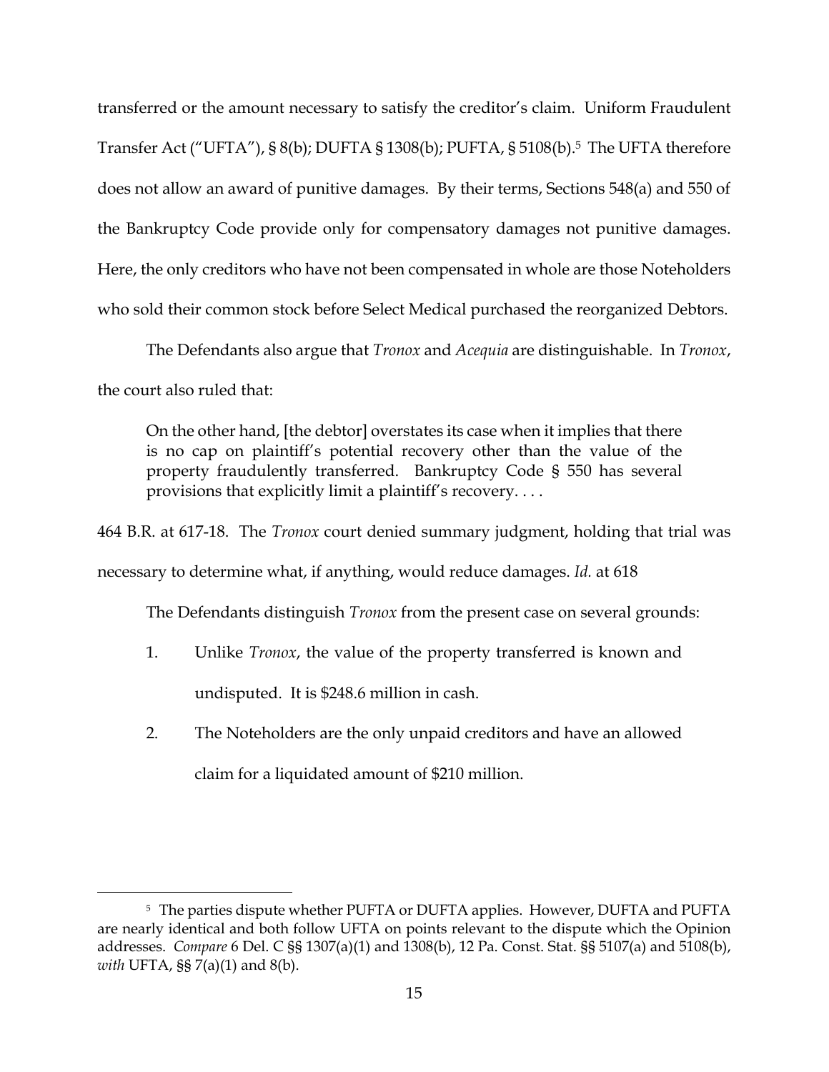transferred or the amount necessary to satisfy the creditor's claim. Uniform Fraudulent Transfer Act ("UFTA"), § 8(b); DUFTA § 1308(b); PUFTA, § 5108(b).[5] The UFTA therefore does not allow an award of punitive damages. By their terms, Sections 548(a) and 550 of the Bankruptcy Code provide only for compensatory damages not punitive damages. Here, the only creditors who have not been compensated in whole are those Noteholders who sold their common stock before Select Medical purchased the reorganized Debtors.

The Defendants also argue that *Tronox* and *Acequia* are distinguishable. In *Tronox*, the court also ruled that:

> On the other hand, [the debtor] overstates its case when it implies that there is no cap on plaintiff's potential recovery other than the value of the property fraudulently transferred. Bankruptcy Code § 550 has several provisions that explicitly limit a plaintiff's recovery. . . .

464 B.R. at 617-18. The *Tronox* court denied summary judgment, holding that trial was necessary to determine what, if anything, would reduce damages. *Id.* at 618

The Defendants distinguish *Tronox* from the present case on several grounds:

1. Unlike *Tronox*, the value of the property transferred is known and undisputed. It is $248.6 million in cash.
2. The Noteholders are the only unpaid creditors and have an allowed claim for a liquidated amount of $210 million.

---

[5] The parties dispute whether PUFTA or DUFTA applies. However, DUFTA and PUFTA are nearly identical and both follow UFTA on points relevant to the dispute which the Opinion addresses. *Compare* 6 Del. C §§ 1307(a)(1) and 1308(b), 12 Pa. Const. Stat. §§ 5107(a) and 5108(b), *with* UFTA, §§ 7(a)(1) and 8(b).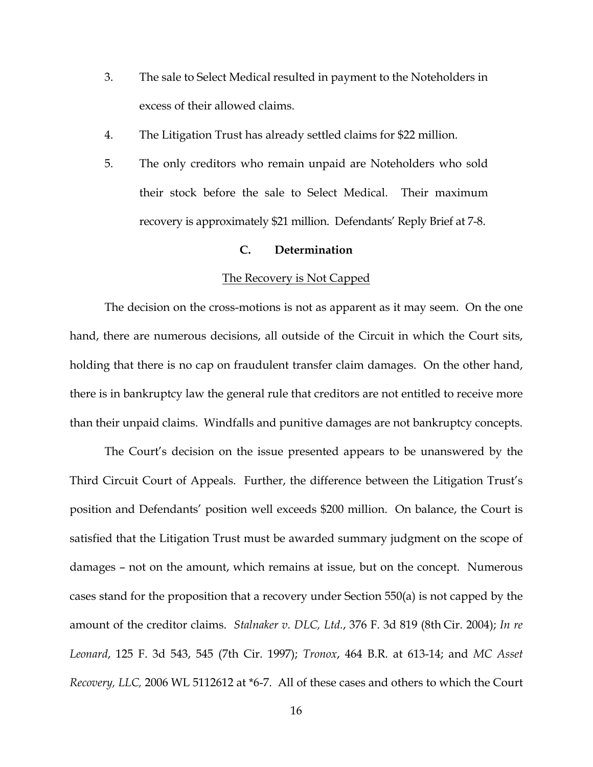3. The sale to Select Medical resulted in payment to the Noteholders in excess of their allowed claims.

4. The Litigation Trust has already settled claims for $22 million.

5. The only creditors who remain unpaid are Noteholders who sold their stock before the sale to Select Medical. Their maximum recovery is approximately $21 million. Defendants' Reply Brief at 7-8.

### C. Determination

<u>The Recovery is Not Capped</u>

The decision on the cross-motions is not as apparent as it may seem. On the one hand, there are numerous decisions, all outside of the Circuit in which the Court sits, holding that there is no cap on fraudulent transfer claim damages. On the other hand, there is in bankruptcy law the general rule that creditors are not entitled to receive more than their unpaid claims. Windfalls and punitive damages are not bankruptcy concepts.

The Court's decision on the issue presented appears to be unanswered by the Third Circuit Court of Appeals. Further, the difference between the Litigation Trust's position and Defendants' position well exceeds $200 million. On balance, the Court is satisfied that the Litigation Trust must be awarded summary judgment on the scope of damages – not on the amount, which remains at issue, but on the concept. Numerous cases stand for the proposition that a recovery under Section 550(a) is not capped by the amount of the creditor claims. *Stalnaker v. DLC, Ltd.*, 376 F. 3d 819 (8th Cir. 2004); *In re Leonard*, 125 F. 3d 543, 545 (7th Cir. 1997); *Tronox*, 464 B.R. at 613-14; and *MC Asset Recovery, LLC,* 2006 WL 5112612 at *6-7. All of these cases and others to which the Court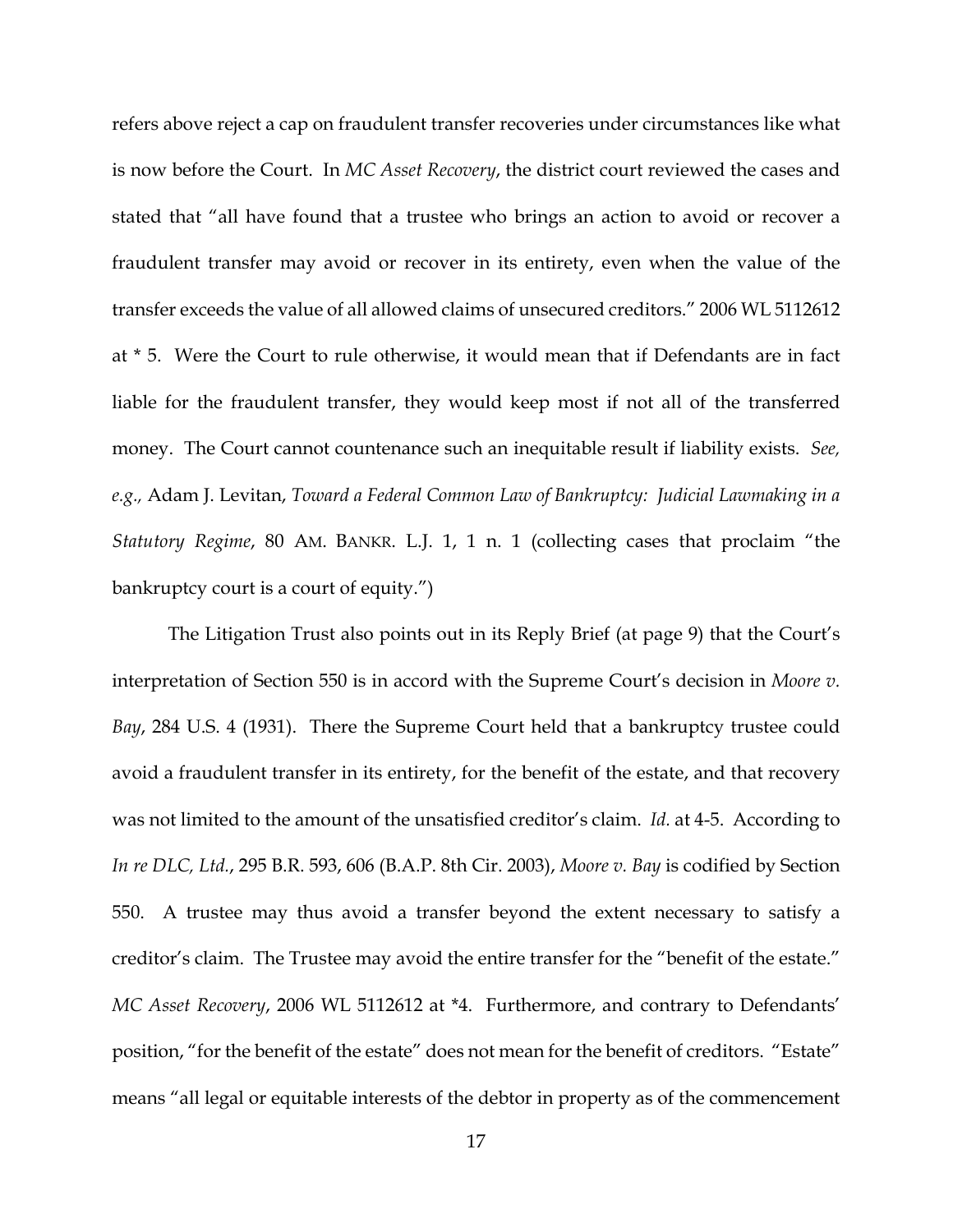refers above reject a cap on fraudulent transfer recoveries under circumstances like what is now before the Court. In *MC Asset Recovery*, the district court reviewed the cases and stated that "all have found that a trustee who brings an action to avoid or recover a fraudulent transfer may avoid or recover in its entirety, even when the value of the transfer exceeds the value of all allowed claims of unsecured creditors." 2006 WL 5112612 at * 5. Were the Court to rule otherwise, it would mean that if Defendants are in fact liable for the fraudulent transfer, they would keep most if not all of the transferred money. The Court cannot countenance such an inequitable result if liability exists. *See, e.g.,* Adam J. Levitan, *Toward a Federal Common Law of Bankruptcy: Judicial Lawmaking in a Statutory Regime*, 80 AM. BANKR. L.J. 1, 1 n. 1 (collecting cases that proclaim "the bankruptcy court is a court of equity.")

The Litigation Trust also points out in its Reply Brief (at page 9) that the Court's interpretation of Section 550 is in accord with the Supreme Court's decision in *Moore v. Bay*, 284 U.S. 4 (1931). There the Supreme Court held that a bankruptcy trustee could avoid a fraudulent transfer in its entirety, for the benefit of the estate, and that recovery was not limited to the amount of the unsatisfied creditor's claim. *Id.* at 4-5. According to *In re DLC, Ltd.*, 295 B.R. 593, 606 (B.A.P. 8th Cir. 2003), *Moore v. Bay* is codified by Section 550. A trustee may thus avoid a transfer beyond the extent necessary to satisfy a creditor's claim. The Trustee may avoid the entire transfer for the "benefit of the estate." *MC Asset Recovery*, 2006 WL 5112612 at *4. Furthermore, and contrary to Defendants' position, "for the benefit of the estate" does not mean for the benefit of creditors. "Estate" means "all legal or equitable interests of the debtor in property as of the commencement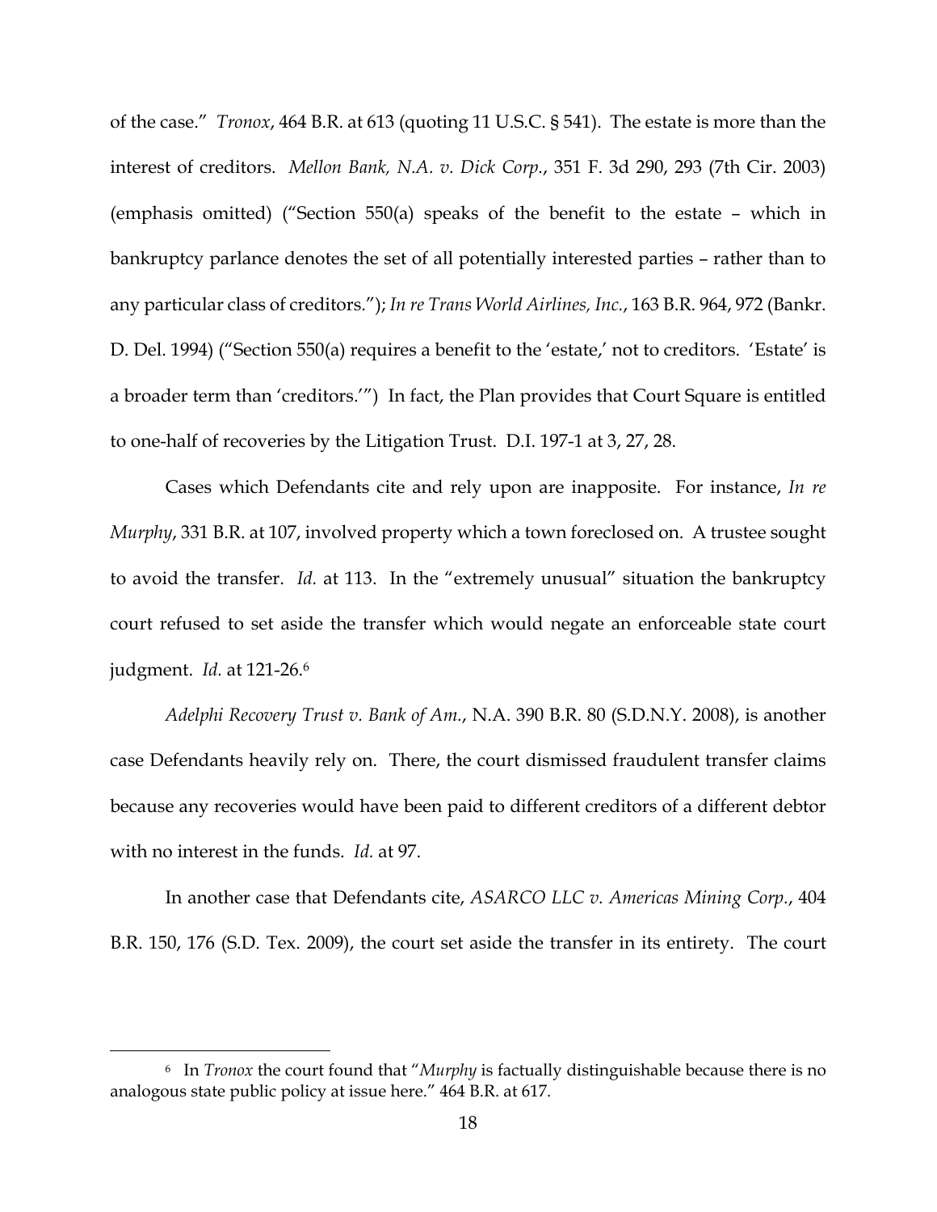of the case." *Tronox*, 464 B.R. at 613 (quoting 11 U.S.C. § 541). The estate is more than the interest of creditors. *Mellon Bank, N.A. v. Dick Corp.*, 351 F. 3d 290, 293 (7th Cir. 2003) (emphasis omitted) ("Section 550(a) speaks of the benefit to the estate – which in bankruptcy parlance denotes the set of all potentially interested parties – rather than to any particular class of creditors."); *In re Trans World Airlines, Inc.*, 163 B.R. 964, 972 (Bankr. D. Del. 1994) ("Section 550(a) requires a benefit to the 'estate,' not to creditors. 'Estate' is a broader term than 'creditors.'") In fact, the Plan provides that Court Square is entitled to one-half of recoveries by the Litigation Trust. D.I. 197-1 at 3, 27, 28.

Cases which Defendants cite and rely upon are inapposite. For instance, *In re Murphy*, 331 B.R. at 107, involved property which a town foreclosed on. A trustee sought to avoid the transfer. *Id.* at 113. In the "extremely unusual" situation the bankruptcy court refused to set aside the transfer which would negate an enforceable state court judgment. *Id.* at 121-26.[6]

*Adelphi Recovery Trust v. Bank of Am.*, N.A. 390 B.R. 80 (S.D.N.Y. 2008), is another case Defendants heavily rely on. There, the court dismissed fraudulent transfer claims because any recoveries would have been paid to different creditors of a different debtor with no interest in the funds. *Id.* at 97.

In another case that Defendants cite, *ASARCO LLC v. Americas Mining Corp.*, 404 B.R. 150, 176 (S.D. Tex. 2009), the court set aside the transfer in its entirety. The court

[6] In *Tronox* the court found that "*Murphy* is factually distinguishable because there is no analogous state public policy at issue here." 464 B.R. at 617.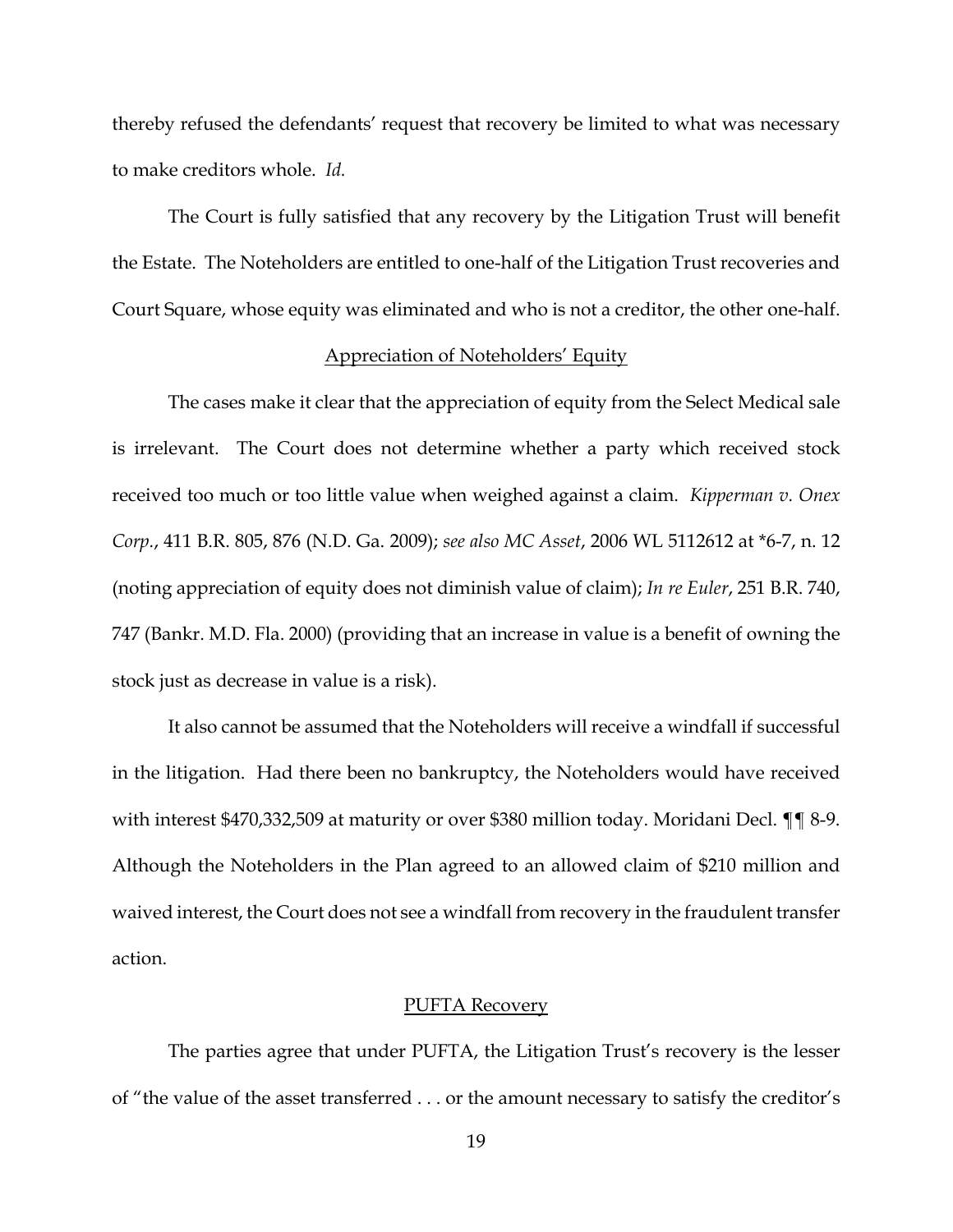thereby refused the defendants' request that recovery be limited to what was necessary to make creditors whole. *Id.*

The Court is fully satisfied that any recovery by the Litigation Trust will benefit the Estate. The Noteholders are entitled to one-half of the Litigation Trust recoveries and Court Square, whose equity was eliminated and who is not a creditor, the other one-half.

<u>Appreciation of Noteholders' Equity</u>

The cases make it clear that the appreciation of equity from the Select Medical sale is irrelevant. The Court does not determine whether a party which received stock received too much or too little value when weighed against a claim. *Kipperman v. Onex Corp.*, 411 B.R. 805, 876 (N.D. Ga. 2009); *see also MC Asset*, 2006 WL 5112612 at *6-7, n. 12 (noting appreciation of equity does not diminish value of claim); *In re Euler*, 251 B.R. 740, 747 (Bankr. M.D. Fla. 2000) (providing that an increase in value is a benefit of owning the stock just as decrease in value is a risk).

It also cannot be assumed that the Noteholders will receive a windfall if successful in the litigation. Had there been no bankruptcy, the Noteholders would have received with interest $470,332,509 at maturity or over $380 million today. Moridani Decl. ¶¶ 8-9. Although the Noteholders in the Plan agreed to an allowed claim of $210 million and waived interest, the Court does not see a windfall from recovery in the fraudulent transfer action.

<u>PUFTA Recovery</u>

The parties agree that under PUFTA, the Litigation Trust's recovery is the lesser of "the value of the asset transferred . . . or the amount necessary to satisfy the creditor's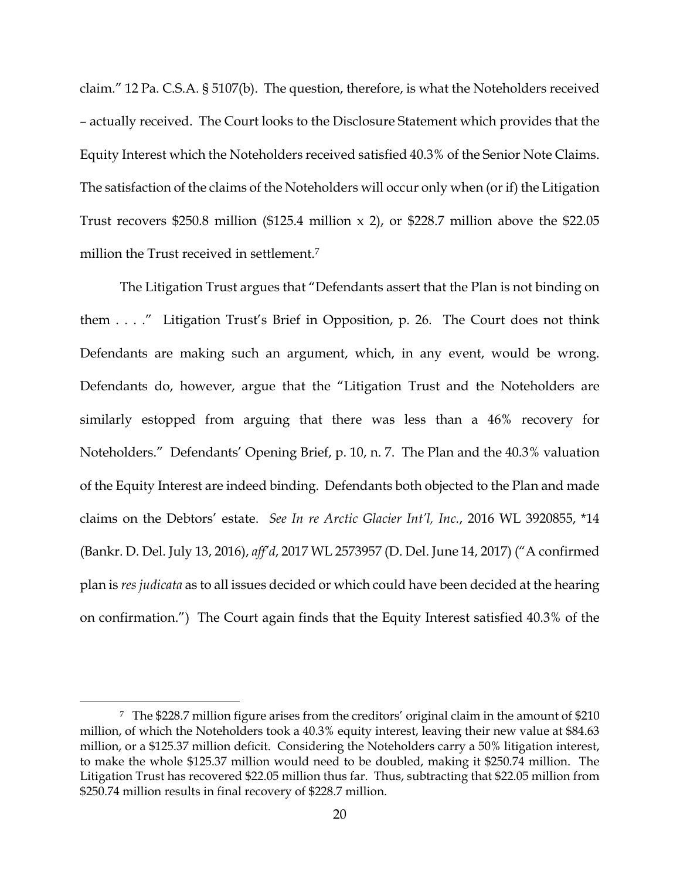claim." 12 Pa. C.S.A. § 5107(b). The question, therefore, is what the Noteholders received – actually received. The Court looks to the Disclosure Statement which provides that the Equity Interest which the Noteholders received satisfied 40.3% of the Senior Note Claims. The satisfaction of the claims of the Noteholders will occur only when (or if) the Litigation Trust recovers \$250.8 million (\$125.4 million x 2), or \$228.7 million above the \$22.05 million the Trust received in settlement.[7]

The Litigation Trust argues that "Defendants assert that the Plan is not binding on them . . . ." Litigation Trust's Brief in Opposition, p. 26. The Court does not think Defendants are making such an argument, which, in any event, would be wrong. Defendants do, however, argue that the "Litigation Trust and the Noteholders are similarly estopped from arguing that there was less than a 46% recovery for Noteholders." Defendants' Opening Brief, p. 10, n. 7. The Plan and the 40.3% valuation of the Equity Interest are indeed binding. Defendants both objected to the Plan and made claims on the Debtors' estate. *See In re Arctic Glacier Int'l, Inc.*, 2016 WL 3920855, *14 (Bankr. D. Del. July 13, 2016), *aff'd*, 2017 WL 2573957 (D. Del. June 14, 2017) ("A confirmed plan is *res judicata* as to all issues decided or which could have been decided at the hearing on confirmation.") The Court again finds that the Equity Interest satisfied 40.3% of the

---

[7] The \$228.7 million figure arises from the creditors' original claim in the amount of \$210 million, of which the Noteholders took a 40.3% equity interest, leaving their new value at \$84.63 million, or a \$125.37 million deficit. Considering the Noteholders carry a 50% litigation interest, to make the whole \$125.37 million would need to be doubled, making it \$250.74 million. The Litigation Trust has recovered \$22.05 million thus far. Thus, subtracting that \$22.05 million from \$250.74 million results in final recovery of \$228.7 million.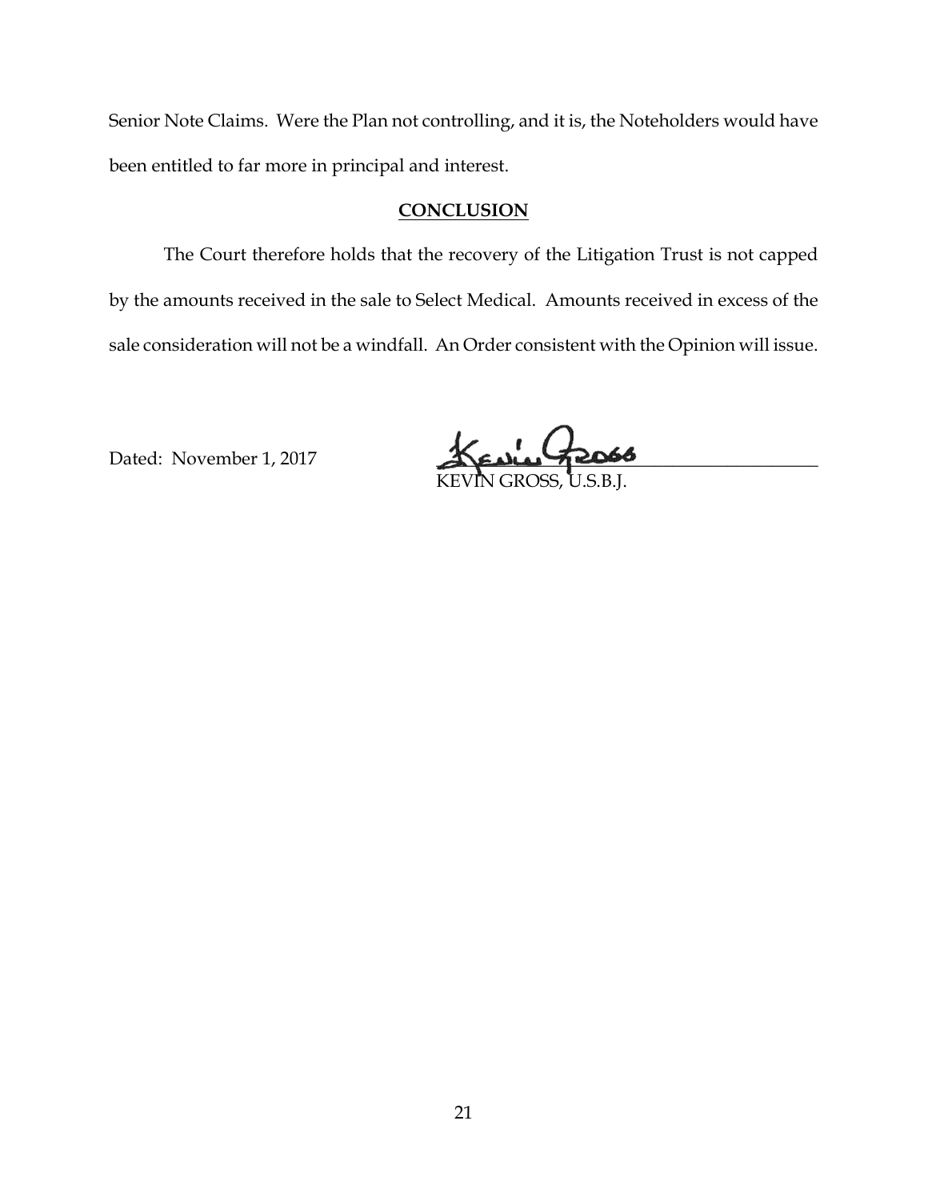Senior Note Claims. Were the Plan not controlling, and it is, the Noteholders would have been entitled to far more in principal and interest.

## CONCLUSION

The Court therefore holds that the recovery of the Litigation Trust is not capped by the amounts received in the sale to Select Medical. Amounts received in excess of the sale consideration will not be a windfall. An Order consistent with the Opinion will issue.

Dated: November 1, 2017

KEVIN GROSS, U.S.B.J.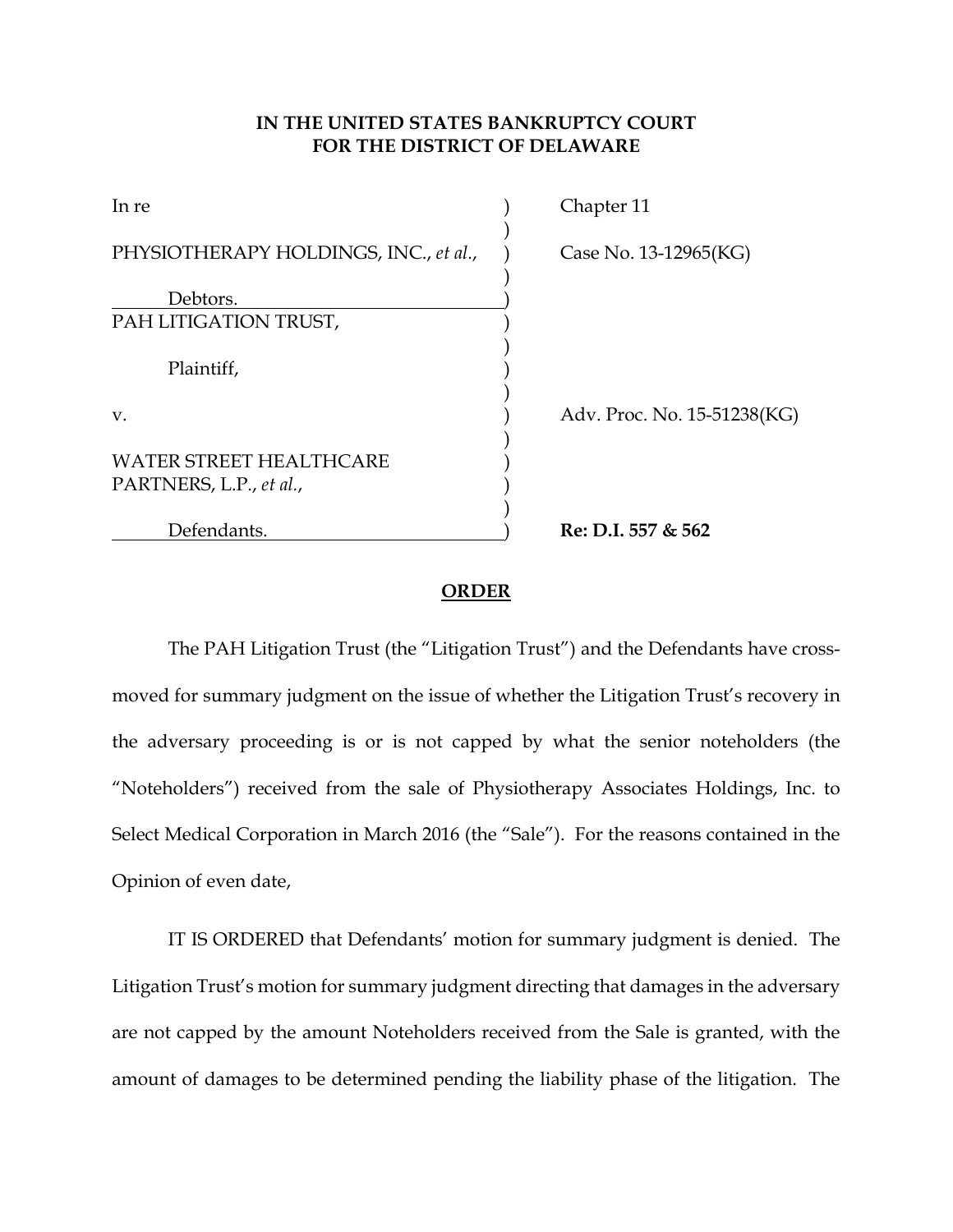**IN THE UNITED STATES BANKRUPTCY COURT**
**FOR THE DISTRICT OF DELAWARE**

| | | |
|---|---|---|
| In re | ) | Chapter 11 |
| | ) | |
| PHYSIOTHERAPY HOLDINGS, INC., *et al.*, | ) | Case No. 13-12965(KG) |
| | ) | |
| Debtors. | ) | |
| PAH LITIGATION TRUST, | ) | |
| | ) | |
| Plaintiff, | ) | |
| | ) | |
| v. | ) | Adv. Proc. No. 15-51238(KG) |
| | ) | |
| WATER STREET HEALTHCARE PARTNERS, L.P., *et al.*, | ) | |
| | ) | |
| Defendants. | ) | **Re: D.I. 557 & 562** |

**ORDER**

The PAH Litigation Trust (the "Litigation Trust") and the Defendants have cross-moved for summary judgment on the issue of whether the Litigation Trust's recovery in the adversary proceeding is or is not capped by what the senior noteholders (the "Noteholders") received from the sale of Physiotherapy Associates Holdings, Inc. to Select Medical Corporation in March 2016 (the "Sale"). For the reasons contained in the Opinion of even date,

IT IS ORDERED that Defendants' motion for summary judgment is denied. The Litigation Trust's motion for summary judgment directing that damages in the adversary are not capped by the amount Noteholders received from the Sale is granted, with the amount of damages to be determined pending the liability phase of the litigation. The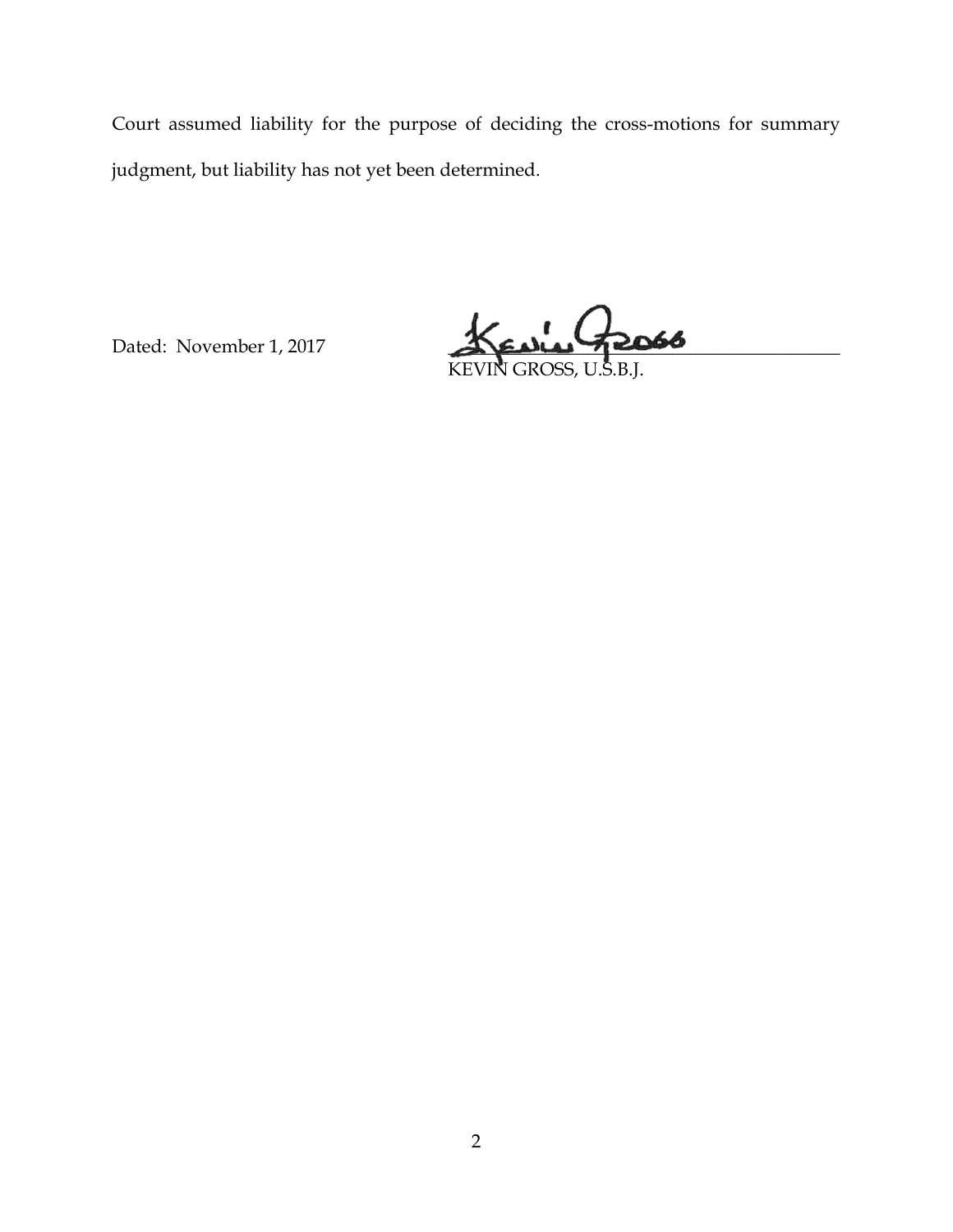Court assumed liability for the purpose of deciding the cross-motions for summary judgment, but liability has not yet been determined.

Dated: November 1, 2017

KEVIN GROSS, U.S.B.J.